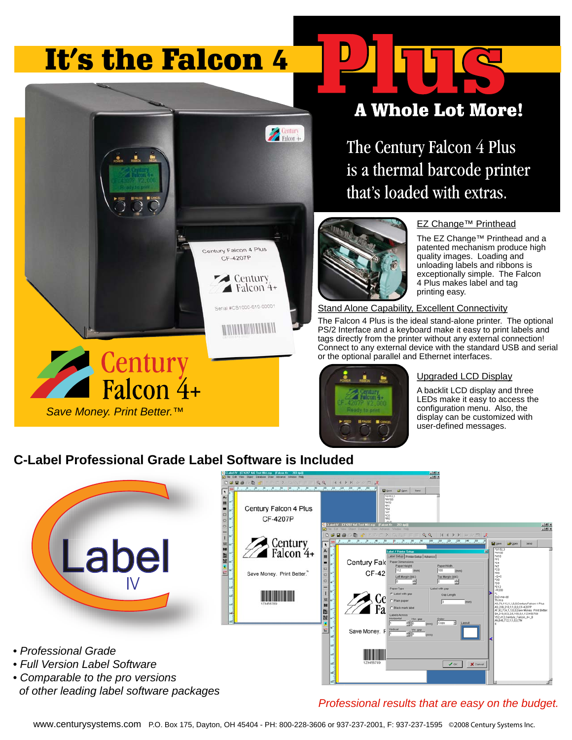# It's the Falcon 4 Plus

## A Whole Lot More!

The Century Falcon 4 Plus is a thermal barcode printer that's loaded with extras.

Century Falcon 4+

*Save Money. Print Better.™*

### EZ Change™ Printhead

The EZ Change™ Printhead and a patented mechanism produce high quality images. Loading and unloading labels and ribbons is exceptionally simple. The Falcon 4 Plus makes label and tag printing easy.

### Stand Alone Capability, Excellent Connectivity

The Falcon 4 Plus is the ideal stand-alone printer. The optional PS/2 Interface and a keyboard make it easy to print labels and tags directly from the printer without any external connection! Connect to any external device with the standard USB and serial or the optional parallel and Ethernet interfaces.

### Upgraded LCD Display

A backlit LCD display and three LEDs make it easy to access the configuration menu. Also, the display can be customized with user-defined messages.

## C-Label Professional Grade Label Software is Included

C-Label IV

- *Professional Grade*
- *Full Version Label Software*
- *Comparable to the pro versions of other leading label software packages*

*Professional results that are easy on the budget.*

www.centurysystems.com P.O. Box 175, Dayton, OH 45404 - PH: 800-228-3606 or 937-237-2001, F: 937-237-1595 ©2008 Century Systems Inc.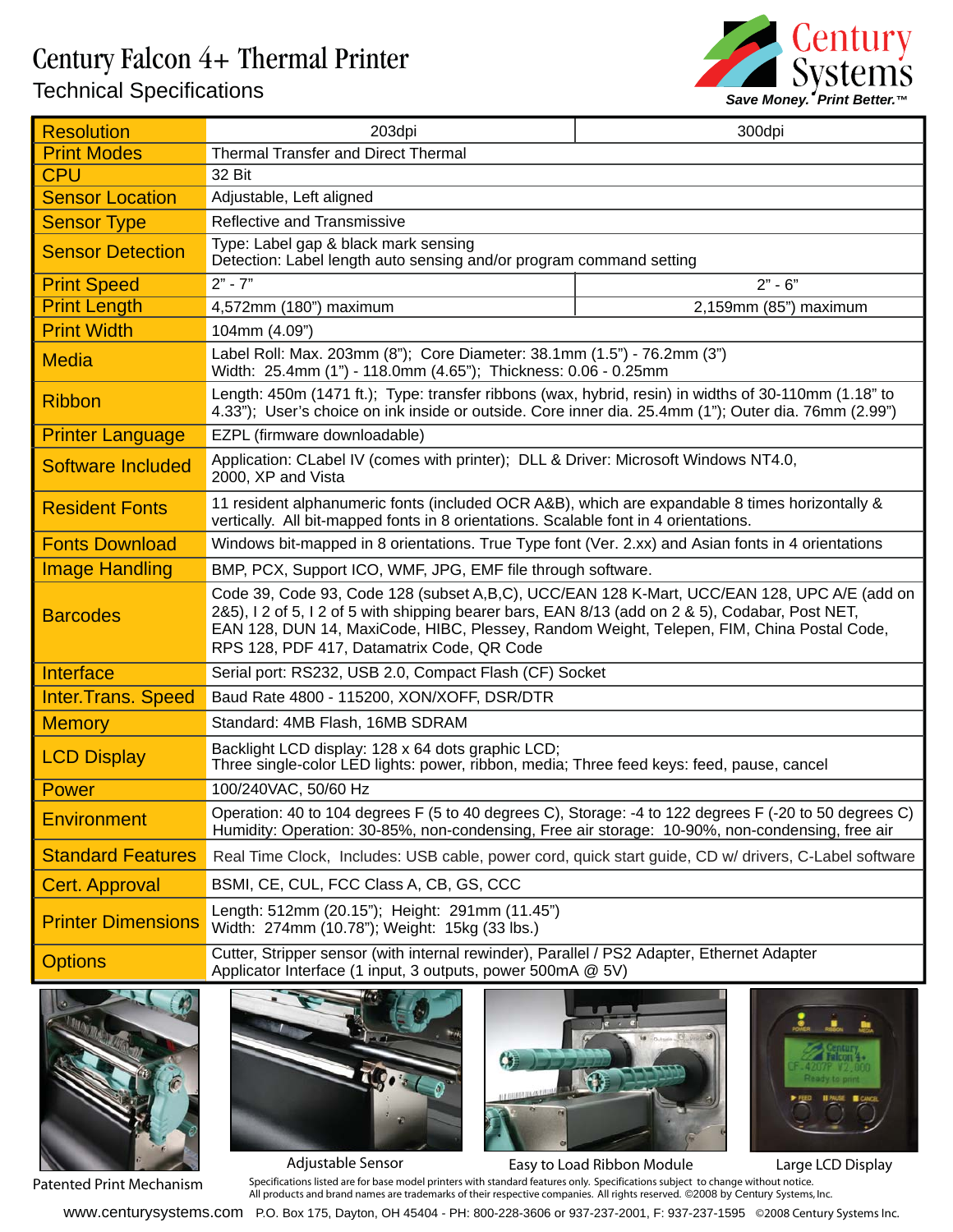# Century Falcon 4+ Thermal Printer

## Technical Specifications

Century Systems
*Save Money. Print Better.™*

| | | |
|---|---|---|
| Resolution | 203dpi | 300dpi |
| Print Modes | Thermal Transfer and Direct Thermal | |
| CPU | 32 Bit | |
| Sensor Location | Adjustable, Left aligned | |
| Sensor Type | Reflective and Transmissive | |
| Sensor Detection | Type: Label gap & black mark sensing<br>Detection: Label length auto sensing and/or program command setting | |
| Print Speed | 2" - 7" | 2" - 6" |
| Print Length | 4,572mm (180") maximum | 2,159mm (85") maximum |
| Print Width | 104mm (4.09") | |
| Media | Label Roll: Max. 203mm (8"); Core Diameter: 38.1mm (1.5") - 76.2mm (3")<br>Width: 25.4mm (1") - 118.0mm (4.65"); Thickness: 0.06 - 0.25mm | |
| Ribbon | Length: 450m (1471 ft.); Type: transfer ribbons (wax, hybrid, resin) in widths of 30-110mm (1.18" to 4.33"); User's choice on ink inside or outside. Core inner dia. 25.4mm (1"); Outer dia. 76mm (2.99") | |
| Printer Language | EZPL (firmware downloadable) | |
| Software Included | Application: CLabel IV (comes with printer); DLL & Driver: Microsoft Windows NT4.0, 2000, XP and Vista | |
| Resident Fonts | 11 resident alphanumeric fonts (included OCR A&B), which are expandable 8 times horizontally & vertically. All bit-mapped fonts in 8 orientations. Scalable font in 4 orientations. | |
| Fonts Download | Windows bit-mapped in 8 orientations. True Type font (Ver. 2.xx) and Asian fonts in 4 orientations | |
| Image Handling | BMP, PCX, Support ICO, WMF, JPG, EMF file through software. | |
| Barcodes | Code 39, Code 93, Code 128 (subset A,B,C), UCC/EAN 128 K-Mart, UCC/EAN 128, UPC A/E (add on 2&5), I 2 of 5, I 2 of 5 with shipping bearer bars, EAN 8/13 (add on 2 & 5), Codabar, Post NET, EAN 128, DUN 14, MaxiCode, HIBC, Plessey, Random Weight, Telepen, FIM, China Postal Code, RPS 128, PDF 417, Datamatrix Code, QR Code | |
| Interface | Serial port: RS232, USB 2.0, Compact Flash (CF) Socket | |
| Inter.Trans. Speed | Baud Rate 4800 - 115200, XON/XOFF, DSR/DTR | |
| Memory | Standard: 4MB Flash, 16MB SDRAM | |
| LCD Display | Backlight LCD display: 128 x 64 dots graphic LCD;<br>Three single-color LED lights: power, ribbon, media; Three feed keys: feed, pause, cancel | |
| Power | 100/240VAC, 50/60 Hz | |
| Environment | Operation: 40 to 104 degrees F (5 to 40 degrees C), Storage: -4 to 122 degrees F (-20 to 50 degrees C)<br>Humidity: Operation: 30-85%, non-condensing, Free air storage: 10-90%, non-condensing, free air | |
| Standard Features | Real Time Clock, Includes: USB cable, power cord, quick start guide, CD w/ drivers, C-Label software | |
| Cert. Approval | BSMI, CE, CUL, FCC Class A, CB, GS, CCC | |
| Printer Dimensions | Length: 512mm (20.15"); Height: 291mm (11.45")<br>Width: 274mm (10.78"); Weight: 15kg (33 lbs.) | |
| Options | Cutter, Stripper sensor (with internal rewinder), Parallel / PS2 Adapter, Ethernet Adapter<br>Applicator Interface (1 input, 3 outputs, power 500mA @ 5V) | |

Patented Print Mechanism

Adjustable Sensor

Easy to Load Ribbon Module

Large LCD Display

Specifications listed are for base model printers with standard features only. Specifications subject to change without notice.
All products and brand names are trademarks of their respective companies. All rights reserved. ©2008 by Century Systems, Inc.

www.centurysystems.com P.O. Box 175, Dayton, OH 45404 - PH: 800-228-3606 or 937-237-2001, F: 937-237-1595 ©2008 Century Systems Inc.